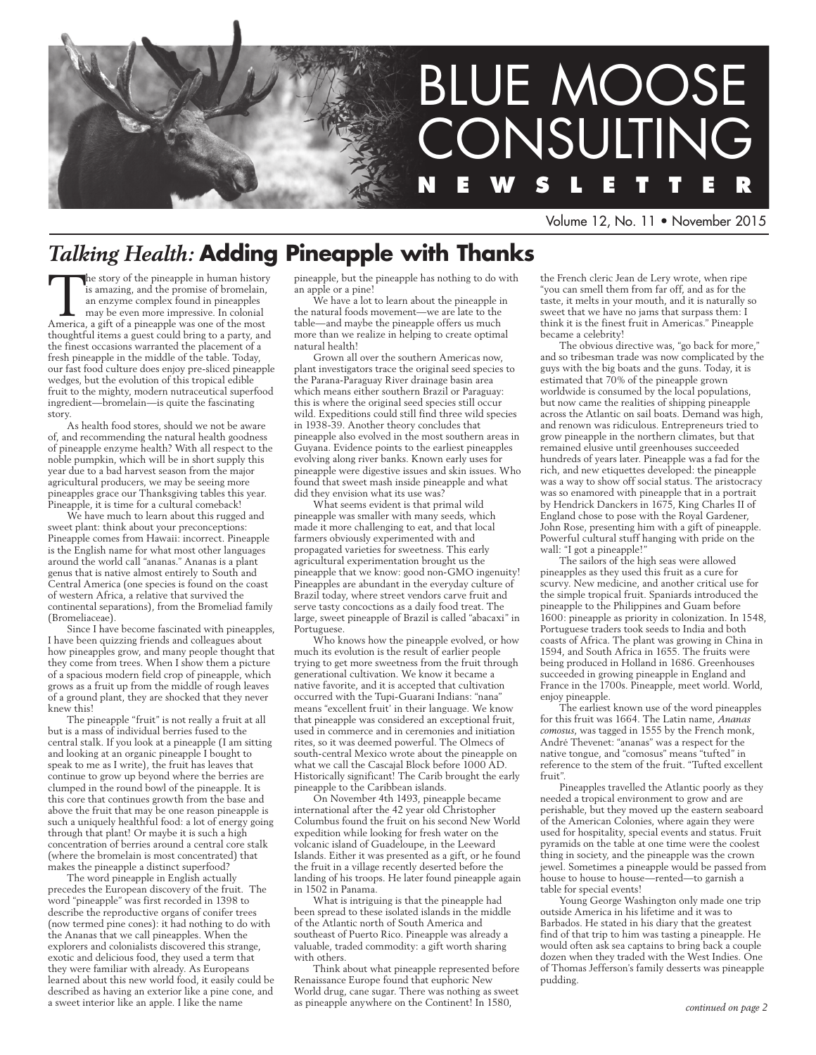# BLUE MOOSE CONSULTING NEWSLETTER

Volume 12, No. 11 • November 2015

## *Talking Health:* Adding Pineapple with Thanks

The story of the pineapple in human history is amazing, and the promise of bromelain, an enzyme complex found in pineapples may be even more impressive. In colonial America, a gift of a pineapple was one of the most thoughtful items a guest could bring to a party, and the finest occasions warranted the placement of a fresh pineapple in the middle of the table. Today, our fast food culture does enjoy pre-sliced pineapple wedges, but the evolution of this tropical edible fruit to the mighty, modern nutraceutical superfood ingredient—bromelain—is quite the fascinating story.

As health food stores, should we not be aware of, and recommending the natural health goodness of pineapple enzyme health? With all respect to the noble pumpkin, which will be in short supply this year due to a bad harvest season from the major agricultural producers, we may be seeing more pineapples grace our Thanksgiving tables this year. Pineapple, it is time for a cultural comeback!

We have much to learn about this rugged and sweet plant: think about your preconceptions: Pineapple comes from Hawaii: incorrect. Pineapple is the English name for what most other languages around the world call "ananas." Ananas is a plant genus that is native almost entirely to South and Central America (one species is found on the coast of western Africa, a relative that survived the continental separations), from the Bromeliad family (Bromeliaceae).

Since I have become fascinated with pineapples, I have been quizzing friends and colleagues about how pineapples grow, and many people thought that they come from trees. When I show them a picture of a spacious modern field crop of pineapple, which grows as a fruit up from the middle of rough leaves of a ground plant, they are shocked that they never knew this!

The pineapple "fruit" is not really a fruit at all but is a mass of individual berries fused to the central stalk. If you look at a pineapple (I am sitting and looking at an organic pineapple I bought to speak to me as I write), the fruit has leaves that continue to grow up beyond where the berries are clumped in the round bowl of the pineapple. It is this core that continues growth from the base and above the fruit that may be one reason pineapple is such a uniquely healthful food: a lot of energy going through that plant! Or maybe it is such a high concentration of berries around a central core stalk (where the bromelain is most concentrated) that makes the pineapple a distinct superfood?

The word pineapple in English actually precedes the European discovery of the fruit. The word "pineapple" was first recorded in 1398 to describe the reproductive organs of conifer trees (now termed pine cones): it had nothing to do with the Ananas that we call pineapples. When the explorers and colonialists discovered this strange, exotic and delicious food, they used a term that they were familiar with already. As Europeans learned about this new world food, it easily could be described as having an exterior like a pine cone, and a sweet interior like an apple. I like the name pineapple, but the pineapple has nothing to do with an apple or a pine!

We have a lot to learn about the pineapple in the natural foods movement—we are late to the table—and maybe the pineapple offers us much more than we realize in helping to create optimal natural health!

Grown all over the southern Americas now, plant investigators trace the original seed species to the Parana-Paraguay River drainage basin area which means either southern Brazil or Paraguay: this is where the original seed species still occur wild. Expeditions could still find three wild species in 1938-39. Another theory concludes that pineapple also evolved in the most southern areas in Guyana. Evidence points to the earliest pineapples evolving along river banks. Known early uses for pineapple were digestive issues and skin issues. Who found that sweet mash inside pineapple and what did they envision what its use was?

What seems evident is that primal wild pineapple was smaller with many seeds, which made it more challenging to eat, and that local farmers obviously experimented with and propagated varieties for sweetness. This early agricultural experimentation brought us the pineapple that we know: good non-GMO ingenuity! Pineapples are abundant in the everyday culture of Brazil today, where street vendors carve fruit and serve tasty concoctions as a daily food treat. The large, sweet pineapple of Brazil is called "abacaxi" in Portuguese.

Who knows how the pineapple evolved, or how much its evolution is the result of earlier people trying to get more sweetness from the fruit through generational cultivation. We know it became a native favorite, and it is accepted that cultivation occurred with the Tupi-Guarani Indians: "nana" means "excellent fruit' in their language. We know that pineapple was considered an exceptional fruit, used in commerce and in ceremonies and initiation rites, so it was deemed powerful. The Olmecs of south-central Mexico wrote about the pineapple on what we call the Cascajal Block before 1000 AD. Historically significant! The Carib brought the early pineapple to the Caribbean islands.

On November 4th 1493, pineapple became international after the 42 year old Christopher Columbus found the fruit on his second New World expedition while looking for fresh water on the volcanic island of Guadeloupe, in the Leeward Islands. Either it was presented as a gift, or he found the fruit in a village recently deserted before the landing of his troops. He later found pineapple again in 1502 in Panama.

What is intriguing is that the pineapple had been spread to these isolated islands in the middle of the Atlantic north of South America and southeast of Puerto Rico. Pineapple was already a valuable, traded commodity: a gift worth sharing with others.

Think about what pineapple represented before Renaissance Europe found that euphoric New World drug, cane sugar. There was nothing as sweet as pineapple anywhere on the Continent! In 1580, the French cleric Jean de Lery wrote, when ripe "you can smell them from far off, and as for the taste, it melts in your mouth, and it is naturally so sweet that we have no jams that surpass them: I think it is the finest fruit in Americas." Pineapple became a celebrity!

The obvious directive was, "go back for more," and so tribesman trade was now complicated by the guys with the big boats and the guns. Today, it is estimated that 70% of the pineapple grown worldwide is consumed by the local populations, but now came the realities of shipping pineapple across the Atlantic on sail boats. Demand was high, and renown was ridiculous. Entrepreneurs tried to grow pineapple in the northern climates, but that remained elusive until greenhouses succeeded hundreds of years later. Pineapple was a fad for the rich, and new etiquettes developed: the pineapple was a way to show off social status. The aristocracy was so enamored with pineapple that in a portrait by Hendrick Danckers in 1675, King Charles II of England chose to pose with the Royal Gardener, John Rose, presenting him with a gift of pineapple. Powerful cultural stuff hanging with pride on the wall: "I got a pineapple!"

The sailors of the high seas were allowed pineapples as they used this fruit as a cure for scurvy. New medicine, and another critical use for the simple tropical fruit. Spaniards introduced the pineapple to the Philippines and Guam before 1600: pineapple as priority in colonization. In 1548, Portuguese traders took seeds to India and both coasts of Africa. The plant was growing in China in 1594, and South Africa in 1655. The fruits were being produced in Holland in 1686. Greenhouses succeeded in growing pineapple in England and France in the 1700s. Pineapple, meet world. World, enjoy pineapple.

The earliest known use of the word pineapples for this fruit was 1664. The Latin name, *Ananas comosus*, was tagged in 1555 by the French monk, André Thevenet: "ananas" was a respect for the native tongue, and "comosus" means "tufted" in reference to the stem of the fruit. "Tufted excellent fruit".

Pineapples travelled the Atlantic poorly as they needed a tropical environment to grow and are perishable, but they moved up the eastern seaboard of the American Colonies, where again they were used for hospitality, special events and status. Fruit pyramids on the table at one time were the coolest thing in society, and the pineapple was the crown jewel. Sometimes a pineapple would be passed from house to house to house—rented—to garnish a table for special events!

Young George Washington only made one trip outside America in his lifetime and it was to Barbados. He stated in his diary that the greatest find of that trip to him was tasting a pineapple. He would often ask sea captains to bring back a couple dozen when they traded with the West Indies. One of Thomas Jefferson's family desserts was pineapple pudding.

*continued on page 2*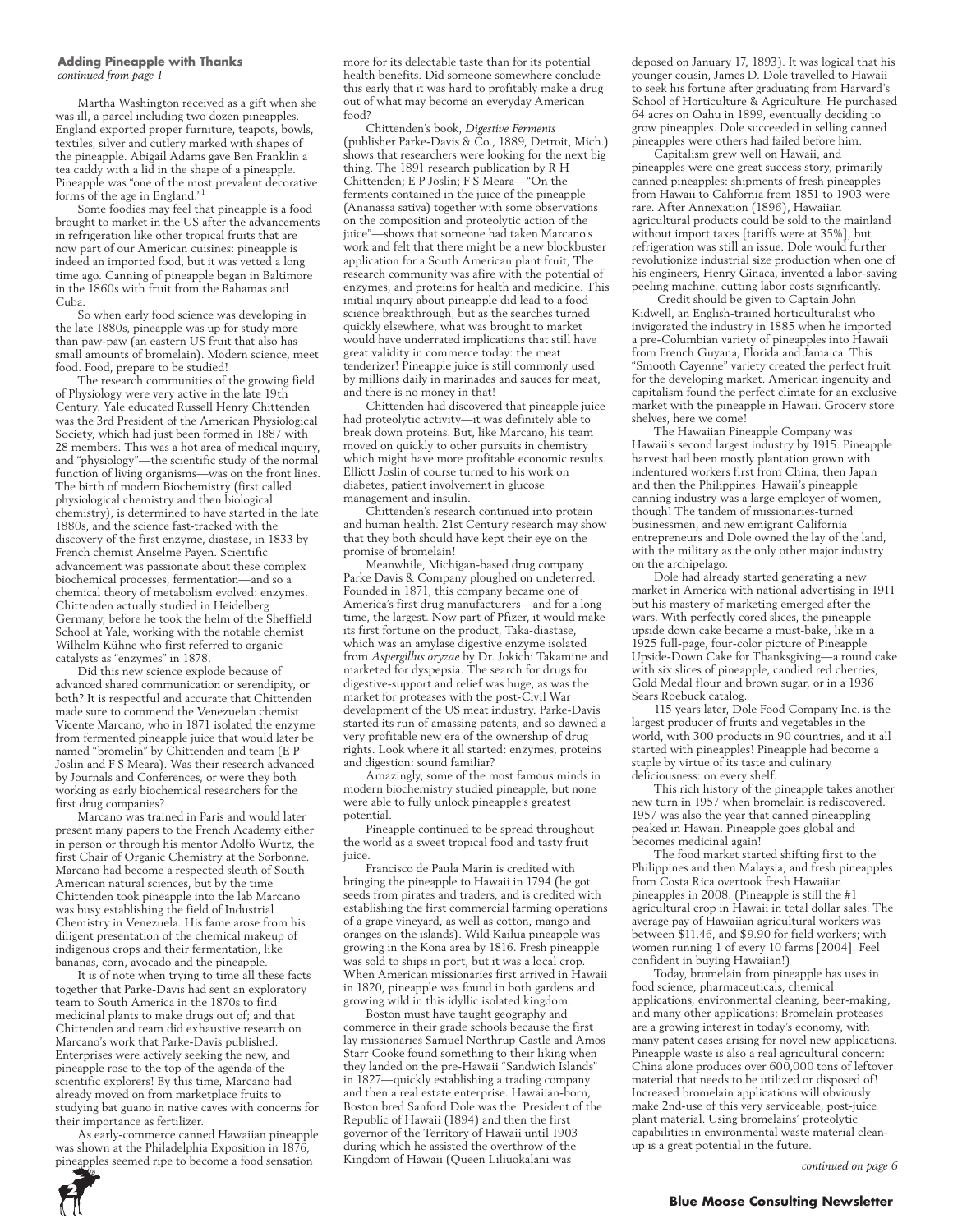**Adding Pineapple with Thanks**
*continued from page 1*

Martha Washington received as a gift when she was ill, a parcel including two dozen pineapples. England exported proper furniture, teapots, bowls, textiles, silver and cutlery marked with shapes of the pineapple. Abigail Adams gave Ben Franklin a tea caddy with a lid in the shape of a pineapple. Pineapple was "one of the most prevalent decorative forms of the age in England."[1]

Some foodies may feel that pineapple is a food brought to market in the US after the advancements in refrigeration like other tropical fruits that are now part of our American cuisines: pineapple is indeed an imported food, but it was vetted a long time ago. Canning of pineapple began in Baltimore in the 1860s with fruit from the Bahamas and Cuba.

So when early food science was developing in the late 1880s, pineapple was up for study more than paw-paw (an eastern US fruit that also has small amounts of bromelain). Modern science, meet food. Food, prepare to be studied!

The research communities of the growing field of Physiology were very active in the late 19th Century. Yale educated Russell Henry Chittenden was the 3rd President of the American Physiological Society, which had just been formed in 1887 with 28 members. This was a hot area of medical inquiry, and "physiology"—the scientific study of the normal function of living organisms—was on the front lines. The birth of modern Biochemistry (first called physiological chemistry and then biological chemistry), is determined to have started in the late 1880s, and the science fast-tracked with the discovery of the first enzyme, diastase, in 1833 by French chemist Anselme Payen. Scientific advancement was passionate about these complex biochemical processes, fermentation—and so a chemical theory of metabolism evolved: enzymes. Chittenden actually studied in Heidelberg Germany, before he took the helm of the Sheffield School at Yale, working with the notable chemist Wilhelm Kühne who first referred to organic catalysts as "enzymes" in 1878.

Did this new science explode because of advanced shared communication or serendipity, or both? It is respectful and accurate that Chittenden made sure to commend the Venezuelan chemist Vicente Marcano, who in 1871 isolated the enzyme from fermented pineapple juice that would later be named "bromelin" by Chittenden and team (E P Joslin and F S Meara). Was their research advanced by Journals and Conferences, or were they both working as early biochemical researchers for the first drug companies?

Marcano was trained in Paris and would later present many papers to the French Academy either in person or through his mentor Adolfo Wurtz, the first Chair of Organic Chemistry at the Sorbonne. Marcano had become a respected sleuth of South American natural sciences, but by the time Chittenden took pineapple into the lab Marcano was busy establishing the field of Industrial Chemistry in Venezuela. His fame arose from his diligent presentation of the chemical makeup of indigenous crops and their fermentation, like bananas, corn, avocado and the pineapple.

It is of note when trying to time all these facts together that Parke-Davis had sent an exploratory team to South America in the 1870s to find medicinal plants to make drugs out of; and that Chittenden and team did exhaustive research on Marcano's work that Parke-Davis published. Enterprises were actively seeking the new, and pineapple rose to the top of the agenda of the scientific explorers! By this time, Marcano had already moved on from marketplace fruits to studying bat guano in native caves with concerns for their importance as fertilizer.

As early-commerce canned Hawaiian pineapple was shown at the Philadelphia Exposition in 1876, pineapples seemed ripe to become a food sensation more for its delectable taste than for its potential health benefits. Did someone somewhere conclude this early that it was hard to profitably make a drug out of what may become an everyday American food?

Chittenden's book, *Digestive Ferments* (publisher Parke-Davis & Co., 1889, Detroit, Mich.) shows that researchers were looking for the next big thing. The 1891 research publication by R H Chittenden; E P Joslin; F S Meara—"On the ferments contained in the juice of the pineapple (Ananassa sativa) together with some observations on the composition and proteolytic action of the juice"—shows that someone had taken Marcano's work and felt that there might be a new blockbuster application for a South American plant fruit, The research community was afire with the potential of enzymes, and proteins for health and medicine. This initial inquiry about pineapple did lead to a food science breakthrough, but as the searches turned quickly elsewhere, what was brought to market would have underrated implications that still have great validity in commerce today: the meat tenderizer! Pineapple juice is still commonly used by millions daily in marinades and sauces for meat, and there is no money in that!

Chittenden had discovered that pineapple juice had proteolytic activity—it was definitely able to break down proteins. But, like Marcano, his team moved on quickly to other pursuits in chemistry which might have more profitable economic results. Elliott Joslin of course turned to his work on diabetes, patient involvement in glucose management and insulin.

Chittenden's research continued into protein and human health. 21st Century research may show that they both should have kept their eye on the promise of bromelain!

Meanwhile, Michigan-based drug company Parke Davis & Company ploughed on undeterred. Founded in 1871, this company became one of America's first drug manufacturers—and for a long time, the largest. Now part of Pfizer, it would make its first fortune on the product, Taka-diastase, which was an amylase digestive enzyme isolated from *Aspergillus oryzae* by Dr. Jokichi Takamine and marketed for dyspepsia. The search for drugs for digestive-support and relief was huge, as was the market for proteases with the post-Civil War development of the US meat industry. Parke-Davis started its run of amassing patents, and so dawned a very profitable new era of the ownership of drug rights. Look where it all started: enzymes, proteins and digestion: sound familiar?

Amazingly, some of the most famous minds in modern biochemistry studied pineapple, but none were able to fully unlock pineapple's greatest potential.

Pineapple continued to be spread throughout the world as a sweet tropical food and tasty fruit juice.

Francisco de Paula Marin is credited with bringing the pineapple to Hawaii in 1794 (he got seeds from pirates and traders, and is credited with establishing the first commercial farming operations of a grape vineyard, as well as cotton, mango and oranges on the islands). Wild Kailua pineapple was growing in the Kona area by 1816. Fresh pineapple was sold to ships in port, but it was a local crop. When American missionaries first arrived in Hawaii in 1820, pineapple was found in both gardens and growing wild in this idyllic isolated kingdom.

Boston must have taught geography and commerce in their grade schools because the first lay missionaries Samuel Northrup Castle and Amos Starr Cooke found something to their liking when they landed on the pre-Hawaii "Sandwich Islands" in 1827—quickly establishing a trading company and then a real estate enterprise. Hawaiian-born, Boston bred Sanford Dole was the President of the Republic of Hawaii (1894) and then the first governor of the Territory of Hawaii until 1903 during which he assisted the overthrow of the Kingdom of Hawaii (Queen Liliuokalani was deposed on January 17, 1893). It was logical that his younger cousin, James D. Dole travelled to Hawaii to seek his fortune after graduating from Harvard's School of Horticulture & Agriculture. He purchased 64 acres on Oahu in 1899, eventually deciding to grow pineapples. Dole succeeded in selling canned pineapples were others had failed before him.

Capitalism grew well on Hawaii, and pineapples were one great success story, primarily canned pineapples: shipments of fresh pineapples from Hawaii to California from 1851 to 1903 were rare. After Annexation (1896), Hawaiian agricultural products could be sold to the mainland without import taxes [tariffs were at 35%], but refrigeration was still an issue. Dole would further revolutionize industrial size production when one of his engineers, Henry Ginaca, invented a labor-saving peeling machine, cutting labor costs significantly.

Credit should be given to Captain John Kidwell, an English-trained horticulturalist who invigorated the industry in 1885 when he imported a pre-Columbian variety of pineapples into Hawaii from French Guyana, Florida and Jamaica. This "Smooth Cayenne" variety created the perfect fruit for the developing market. American ingenuity and capitalism found the perfect climate for an exclusive market with the pineapple in Hawaii. Grocery store shelves, here we come!

The Hawaiian Pineapple Company was Hawaii's second largest industry by 1915. Pineapple harvest had been mostly plantation grown with indentured workers first from China, then Japan and then the Philippines. Hawaii's pineapple canning industry was a large employer of women, though! The tandem of missionaries-turned businessmen, and new emigrant California entrepreneurs and Dole owned the lay of the land, with the military as the only other major industry on the archipelago.

Dole had already started generating a new market in America with national advertising in 1911 but his mastery of marketing emerged after the wars. With perfectly cored slices, the pineapple upside down cake became a must-bake, like in a 1925 full-page, four-color picture of Pineapple Upside-Down Cake for Thanksgiving—a round cake with six slices of pineapple, candied red cherries, Gold Medal flour and brown sugar, or in a 1936 Sears Roebuck catalog.

115 years later, Dole Food Company Inc. is the largest producer of fruits and vegetables in the world, with 300 products in 90 countries, and it all started with pineapples! Pineapple had become a staple by virtue of its taste and culinary deliciousness: on every shelf.

This rich history of the pineapple takes another new turn in 1957 when bromelain is rediscovered. 1957 was also the year that canned pineappling peaked in Hawaii. Pineapple goes global and becomes medicinal again!

The food market started shifting first to the Philippines and then Malaysia, and fresh pineapples from Costa Rica overtook fresh Hawaiian pineapples in 2008. (Pineapple is still the #1 agricultural crop in Hawaii in total dollar sales. The average pay of Hawaiian agricultural workers was between $11.46, and $9.90 for field workers; with women running 1 of every 10 farms [2004]. Feel confident in buying Hawaiian!)

Today, bromelain from pineapple has uses in food science, pharmaceuticals, chemical applications, environmental cleaning, beer-making, and many other applications: Bromelain proteases are a growing interest in today's economy, with many patent cases arising for novel new applications. Pineapple waste is also a real agricultural concern: China alone produces over 600,000 tons of leftover material that needs to be utilized or disposed of! Increased bromelain applications will obviously make 2nd-use of this very serviceable, post-juice plant material. Using bromelains' proteolytic capabilities in environmental waste material clean-up is a great potential in the future.

*continued on page 6*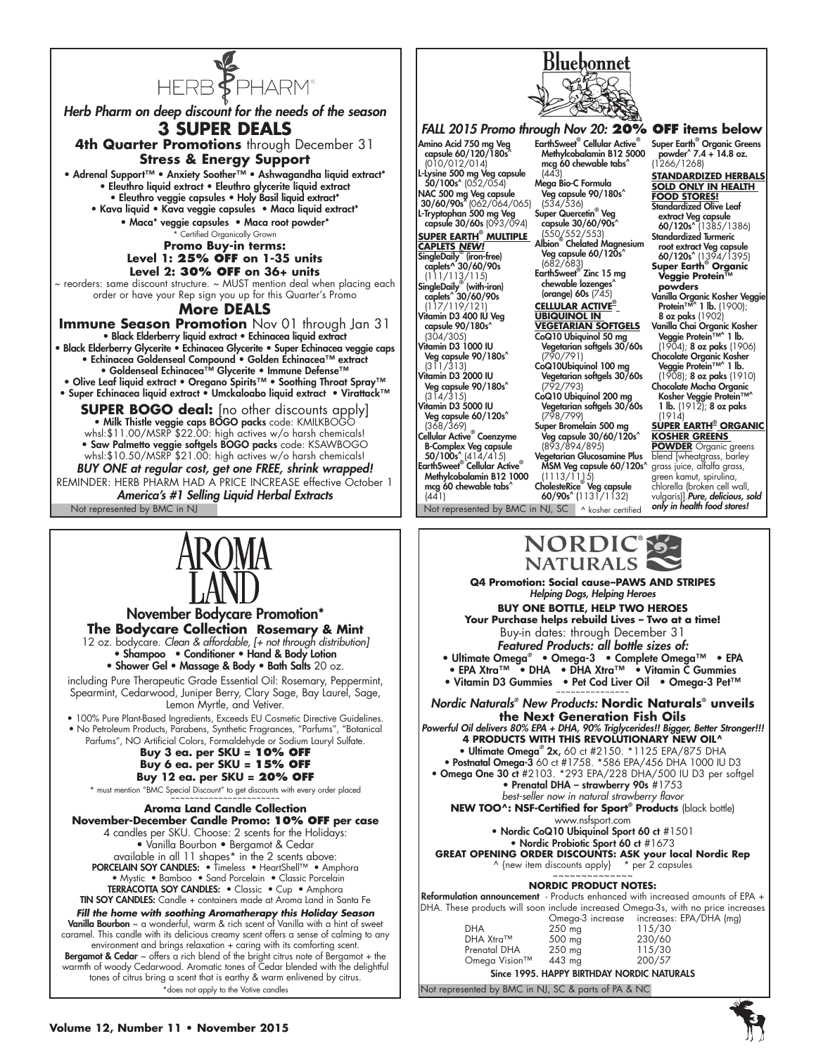# HERB PHARM

*Herb Pharm on deep discount for the needs of the season*

## 3 SUPER DEALS

**4th Quarter Promotions** through December 31

**Stress & Energy Support**

• Adrenal Support™ • Anxiety Soother™ • Ashwagandha liquid extract* • Eleuthro liquid extract • Eleuthro glycerite liquid extract • Eleuthro veggie capsules • Holy Basil liquid extract* • Kava liquid • Kava veggie capsules • Maca liquid extract* • Maca* veggie capsules • Maca root powder*

* Certified Organically Grown

**Promo Buy-in terms:**
**Level 1: 25% OFF on 1-35 units**
**Level 2: 30% OFF on 36+ units**

~ reorders: same discount structure. ~ MUST mention deal when placing each order or have your Rep sign you up for this Quarter's Promo

## More DEALS

**Immune Season Promotion** Nov 01 through Jan 31

• Black Elderberry liquid extract • Echinacea liquid extract • Black Elderberry Glycerite • Echinacea Glycerite • Super Echinacea veggie caps • Echinacea Goldenseal Compound • Golden Echinacea™ extract • Goldenseal Echinacea™ Glycerite • Immune Defense™ • Olive Leaf liquid extract • Oregano Spirits™ • Soothing Throat Spray™ • Super Echinacea liquid extract • Umckaloabo liquid extract • Virattack™

**SUPER BOGO deal:** [no other discounts apply]

• Milk Thistle veggie caps BOGO packs code: KMILKBOGO whsl:$11.00/MSRP $22.00: high actives w/o harsh chemicals!

• Saw Palmetto veggie softgels BOGO packs code: KSAWBOGO whsl:$10.50/MSRP $21.00: high actives w/o harsh chemicals!

***BUY ONE at regular cost, get one FREE, shrink wrapped!***

REMINDER: HERB PHARM HAD A PRICE INCREASE effective October 1

***America's #1 Selling Liquid Herbal Extracts***

Not represented by BMC in NJ

# Bluebonnet

*FALL 2015 Promo through Nov 20:* **20% OFF items below**

- Amino Acid 750 mg Veg capsule 60/120/180s^ (010/012/014)
- L-Lysine 500 mg Veg capsule 50/100s^ (052/054)
- NAC 500 mg Veg capsule 30/60/90s^ (062/064/065)
- L-Tryptophan 500 mg Veg capsule 30/60s (093/094)

**SUPER EARTH® MULTIPLE CAPLETS *NEW!***

- SingleDaily® (iron-free) caplets^ 30/60/90s (111/113/115)
- SingleDaily® (with-iron) caplets^ 30/60/90s (117/119/121)
- Vitamin D3 400 IU Veg capsule 90/180s^ (304/305)
- Vitamin D3 1000 IU Veg capsule 90/180s^ (311/313)
- Vitamin D3 2000 IU Veg capsule 90/180s^ (314/315)
- Vitamin D3 5000 IU Veg capsule 60/120s^ (368/369)
- Cellular Active® Coenzyme B-Complex Veg capsule 50/100s^ (414/415)
- EarthSweet® Cellular Active® Methylcobalamin B12 1000 mcg 60 chewable tabs^ (441)
- EarthSweet® Cellular Active® Methylcobalamin B12 5000 mcg 60 chewable tabs^ (443)
- Mega Bio-C Formula Veg capsule 90/180s^ (534/536)
- Super Quercetin® Veg capsule 30/60/90s^ (550/552/553)
- Albion® Chelated Magnesium Veg capsule 60/120s^ (682/683)
- EarthSweet® Zinc 15 mg chewable lozenges^ (orange) 60s (745)

**CELLULAR ACTIVE® UBIQUINOL IN VEGETARIAN SOFTGELS**

- CoQ10 Ubiquinol 50 mg Vegetarian softgels 30/60s (790/791)
- CoQ10Ubiquinol 100 mg Vegetarian softgels 30/60s (792/793)
- CoQ10 Ubiquinol 200 mg Vegetarian softgels 30/60s (798/799)
- Super Bromelain 500 mg Veg capsule 30/60/120s^ (893/894/895)
- Vegetarian Glucosamine Plus MSM Veg capsule 60/120s^ (1113/1115)
- CholesteRice® Veg capsule 60/90s^ (1131/1132)
- Super Earth® Organic Greens powder^ 7.4 + 14.8 oz. (1266/1268)

**STANDARDIZED HERBALS SOLD ONLY IN HEALTH FOOD STORES!**

- Standardized Olive Leaf extract Veg capsule 60/120s^ (1385/1386)
- Standardized Turmeric root extract Veg capsule 60/120s^ (1394/1395)

**Super Earth® Organic Veggie Protein™ powders**

- Vanilla Organic Kosher Veggie Protein™^ 1 lb. (1900); 8 oz paks (1902)
- Vanilla Chai Organic Kosher Veggie Protein™^ 1 lb. (1904); 8 oz paks (1906)
- Chocolate Organic Kosher Veggie Protein™^ 1 lb. (1908); 8 oz paks (1910)
- Chocolate Mocha Organic Kosher Veggie Protein™^ 1 lb. (1912); 8 oz paks (1914)

**SUPER EARTH® ORGANIC KOSHER GREENS POWDER** Organic greens blend [wheatgrass, barley grass juice, alfalfa grass, green kamut, spirulina, chlorella (broken cell wall, vulgaris)]. ***Pure, delicious, sold only in health food stores!***

Not represented by BMC in NJ, SC ^ kosher certified

# AROMA LAND

## November Bodycare Promotion*

**The Bodycare Collection Rosemary & Mint**

12 oz. bodycare. *Clean & affordable, [+ not through distribution]*

• Shampoo • Conditioner • Hand & Body Lotion • Shower Gel • Massage & Body • Bath Salts 20 oz.

including Pure Therapeutic Grade Essential Oil: Rosemary, Peppermint, Spearmint, Cedarwood, Juniper Berry, Clary Sage, Bay Laurel, Sage, Lemon Myrtle, and Vetiver.

• 100% Pure Plant-Based Ingredients, Exceeds EU Cosmetic Directive Guidelines.
• No Petroleum Products, Parabens, Synthetic Fragrances, "Parfums", "Botanical Parfums", NO Artificial Colors, Formaldehyde or Sodium Lauryl Sulfate.

**Buy 3 ea. per SKU = 10% OFF**
**Buy 6 ea. per SKU = 15% OFF**
**Buy 12 ea. per SKU = 20% OFF**

* must mention "BMC Special Discount" to get discounts with every order placed

**Aroma Land Candle Collection**

**November-December Candle Promo: 10% OFF per case**

4 candles per SKU. Choose: 2 scents for the Holidays:
• Vanilla Bourbon • Bergamot & Cedar
available in all 11 shapes* in the 2 scents above:

**PORCELAIN SOY CANDLES:** • Timeless • HeartShell™ • Amphora • Mystic • Bamboo • Sand Porcelain • Classic Porcelain

**TERRACOTTA SOY CANDLES:** • Classic • Cup • Amphora

**TIN SOY CANDLES:** Candle + containers made at Aroma Land in Santa Fe

***Fill the home with soothing Aromatherapy this Holiday Season***

**Vanilla Bourbon** ~ a wonderful, warm & rich scent of Vanilla with a hint of sweet caramel. This candle with its delicious creamy scent offers a sense of calming to any environment and brings relaxation + caring with its comforting scent.

**Bergamot & Cedar** ~ offers a rich blend of the bright citrus note of Bergamot + the warmth of woody Cedarwood. Aromatic tones of Cedar blended with the delightful tones of citrus bring a scent that is earthy & warm enlivened by citrus.

*does not apply to the Votive candles

# NORDIC NATURALS

**Q4 Promotion: Social cause–PAWS AND STRIPES**
*Helping Dogs, Helping Heroes*

**BUY ONE BOTTLE, HELP TWO HEROES**
**Your Purchase helps rebuild Lives – Two at a time!**

Buy-in dates: through December 31

***Featured Products: all bottle sizes of:***

• Ultimate Omega® • Omega-3 • Complete Omega™ • EPA • EPA Xtra™ • DHA • DHA Xtra™ • Vitamin C Gummies • Vitamin D3 Gummies • Pet Cod Liver Oil • Omega-3 Pet™

*Nordic Naturals® New Products:* **Nordic Naturals® unveils the Next Generation Fish Oils**

***Powerful Oil delivers 80% EPA + DHA, 90% Triglycerides!! Bigger, Better Stronger!!!***

**4 PRODUCTS WITH THIS REVOLUTIONARY NEW OIL^**

• Ultimate Omega® **2x,** 60 ct #2150. *1125 EPA/875 DHA
• **Postnatal Omega-3** 60 ct #1758. *586 EPA/456 DHA 1000 IU D3
• **Omega One 30 ct** #2103. *293 EPA/228 DHA/500 IU D3 per softgel
• **Prenatal DHA – strawberry 90s** #1753
*best-seller now in natural strawberry flavor*

**NEW TOO^: NSF-Certified for Sport® Products** (black bottle)
www.nsfsport.com

• Nordic CoQ10 Ubiquinol Sport 60 ct #1501
• Nordic Probiotic Sport 60 ct #1673

**GREAT OPENING ORDER DISCOUNTS: ASK your local Nordic Rep**

^ {new item discounts apply} * per 2 capsules

**NORDIC PRODUCT NOTES:**

**Reformulation announcement** - Products enhanced with increased amounts of EPA + DHA. These products will soon include increased Omega-3s, with no price increases

| | Omega-3 increase | increases: EPA/DHA (mg) |
|---|---|---|
| DHA | 250 mg | 115/30 |
| DHA Xtra™ | 500 mg | 230/60 |
| Prenatal DHA | 250 mg | 115/30 |
| Omega Vision™ | 443 mg | 200/57 |

**Since 1995. HAPPY BIRTHDAY NORDIC NATURALS**

Not represented by BMC in NJ, SC & parts of PA & NC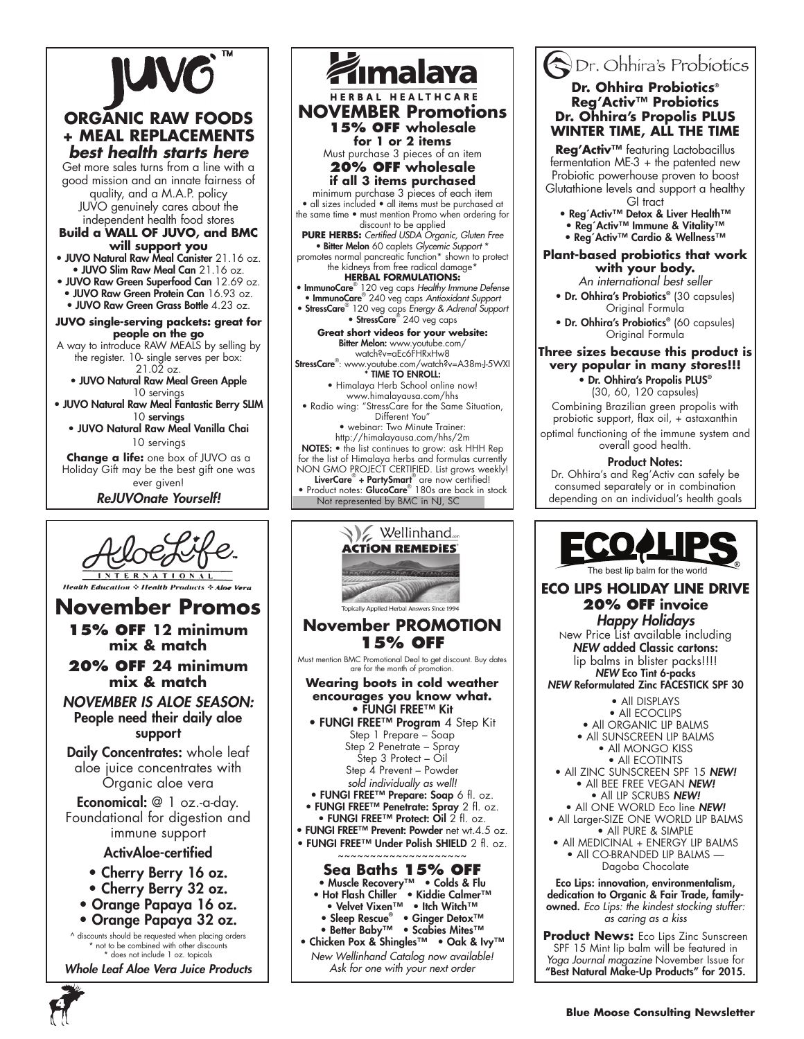# JUVO™

## ORGANIC RAW FOODS + MEAL REPLACEMENTS

***best health starts here***

Get more sales turns from a line with a good mission and an innate fairness of quality, and a M.A.P. policy JUVO genuinely cares about the independent health food stores

**Build a WALL OF JUVO, and BMC will support you**

- **JUVO Natural Raw Meal Canister** 21.16 oz.
- **JUVO Slim Raw Meal Can** 21.16 oz.
- **JUVO Raw Green Superfood Can** 12.69 oz.
- **JUVO Raw Green Protein Can** 16.93 oz.
- **JUVO Raw Green Grass Bottle** 4.23 oz.

**JUVO single-serving packets: great for people on the go**

A way to introduce RAW MEALS by selling by the register. 10- single serves per box: 21.02 oz.

- **JUVO Natural Raw Meal Green Apple** 10 servings
- **JUVO Natural Raw Meal Fantastic Berry SLIM** 10 **servings**
- **JUVO Natural Raw Meal Vanilla Chai** 10 servings

**Change a life:** one box of JUVO as a Holiday Gift may be the best gift one was ever given!

***ReJUVOnate Yourself!***

---

# Himalaya HERBAL HEALTHCARE

## NOVEMBER Promotions

**15% OFF wholesale for 1 or 2 items**

Must purchase 3 pieces of an item

**20% OFF wholesale if all 3 items purchased**

minimum purchase 3 pieces of each item • all sizes included • all items must be purchased at the same time • must mention Promo when ordering for discount to be applied

**PURE HERBS:** *Certified USDA Organic, Gluten Free*

- **Bitter Melon** 60 caplets *Glycemic Support ** promotes normal pancreatic function* shown to protect the kidneys from free radical damage*

**HERBAL FORMULATIONS:**

- **ImmunoCare®** 120 veg caps *Healthy Immune Defense*
- **ImmunoCare®** 240 veg caps *Antioxidant Support*
- **StressCare®** 120 veg caps *Energy & Adrenal Support*
- **StressCare®** 240 veg caps

**Great short videos for your website:**
**Bitter Melon:** www.youtube.com/watch?v=aEc6FHRxHw8
**StressCare®**: www.youtube.com/watch?v=A38m-J-5WXI

**\* TIME TO ENROLL:**

- Himalaya Herb School online now! www.himalayausa.com/hhs
- Radio wing: "StressCare for the Same Situation, Different You"
- webinar: Two Minute Trainer: http://himalayausa.com/hhs/2m

**NOTES:** • the list continues to grow: ask HHH Rep for the list of Himalaya herbs and formulas currently NON GMO PROJECT CERTIFIED. List grows weekly! **LiverCare® + PartySmart®** are now certified!
• Product notes: **GlucoCare®** 180s are back in stock

Not represented by BMC in NJ, SC

---

# Dr. Ohhira's Probiotics

## Dr. Ohhira Probiotics® Reg'Activ™ Probiotics Dr. Ohhira's Propolis PLUS WINTER TIME, ALL THE TIME

**Reg'Activ™** featuring Lactobacillus fermentation ME-3 + the patented new Probiotic powerhouse proven to boost Glutathione levels and support a healthy GI tract

- **Reg´Activ™ Detox & Liver Health™**
- **Reg´Activ™ Immune & Vitality™**
- **Reg´Activ™ Cardio & Wellness™**

**Plant-based probiotics that work with your body.**

*An international best seller*

- **Dr. Ohhira's Probiotics®** (30 capsules) Original Formula
- **Dr. Ohhira's Probiotics®** (60 capsules) Original Formula

**Three sizes because this product is very popular in many stores!!!**

- **Dr. Ohhira's Propolis PLUS®** (30, 60, 120 capsules)

Combining Brazilian green propolis with probiotic support, flax oil, + astaxanthin optimal functioning of the immune system and overall good health.

**Product Notes:**

Dr. Ohhira's and Reg'Activ can safely be consumed separately or in combination depending on an individual's health goals

---

# AloeLife INTERNATIONAL

*Health Education ❖ Health Products ❖ Aloe Vera*

## November Promos

**15% OFF 12 minimum mix & match**

**20% OFF 24 minimum mix & match**

***NOVEMBER IS ALOE SEASON:*** **People need their daily aloe support**

**Daily Concentrates:** whole leaf aloe juice concentrates with Organic aloe vera

**Economical:** @ 1 oz.-a-day. Foundational for digestion and immune support

**ActivAloe-certified**

- **Cherry Berry 16 oz.**
- **Cherry Berry 32 oz.**
- **Orange Papaya 16 oz.**
- **Orange Papaya 32 oz.**

^ discounts should be requested when placing orders
\* not to be combined with other discounts
\* does not include 1 oz. topicals

***Whole Leaf Aloe Vera Juice Products***

---

# Wellinhand ACTION REMEDIES®

Topically Applied Herbal Answers Since 1994

## November PROMOTION 15% OFF

Must mention BMC Promotional Deal to get discount. Buy dates are for the month of promotion.

**Wearing boots in cold weather encourages you know what.**

- **FUNGI FREE™ Kit**
- **FUNGI FREE™ Program** 4 Step Kit
  - Step 1 Prepare – Soap
  - Step 2 Penetrate – Spray
  - Step 3 Protect – Oil
  - Step 4 Prevent – Powder
  - *sold individually as well!*
- **FUNGI FREE™ Prepare: Soap** 6 fl. oz.
- **FUNGI FREE™ Penetrate: Spray** 2 fl. oz.
- **FUNGI FREE™ Protect: Oil** 2 fl. oz.
- **FUNGI FREE™ Prevent: Powder** net wt.4.5 oz.
- **FUNGI FREE™ Under Polish SHIELD** 2 fl. oz.

~~~~~~~~~~~~~~~~~~~~

**Sea Baths 15% OFF**

- **Muscle Recovery™** • **Colds & Flu**
- **Hot Flash Chiller** • **Kiddie Calmer™**
- **Velvet Vixen™** • **Itch Witch™**
- **Sleep Rescue®** • **Ginger Detox™**
- **Better Baby™** • **Scabies Mites™**
- **Chicken Pox & Shingles™** • **Oak & Ivy™**

*New Wellinhand Catalog now available! Ask for one with your next order*

---

# ECO LIPS®

The best lip balm for the world

## ECO LIPS HOLIDAY LINE DRIVE

**20% OFF invoice**

***Happy Holidays***

New Price List available including ***NEW*** **added Classic cartons:** lip balms in blister packs!!!!
***NEW* Eco Tint 6-packs**
***NEW* Reformulated Zinc FACESTICK SPF 30**

- All DISPLAYS
- All ECOCLIPS
- All ORGANIC LIP BALMS
- All SUNSCREEN LIP BALMS
- All MONGO KISS
- All ECOTINTS
- All ZINC SUNSCREEN SPF 15 ***NEW!***
- All BEE FREE VEGAN ***NEW!***
- All LIP SCRUBS ***NEW!***
- All ONE WORLD Eco line ***NEW!***
- All Larger-SIZE ONE WORLD LIP BALMS
- All PURE & SIMPLE
- All MEDICINAL + ENERGY LIP BALMS
- All CO-BRANDED LIP BALMS — Dagoba Chocolate

**Eco Lips: innovation, environmentalism, dedication to Organic & Fair Trade, family-owned.** *Eco Lips: the kindest stocking stuffer: as caring as a kiss*

**Product News:** Eco Lips Zinc Sunscreen SPF 15 Mint lip balm will be featured in *Yoga Journal magazine* November Issue for **"Best Natural Make-Up Products" for 2015.**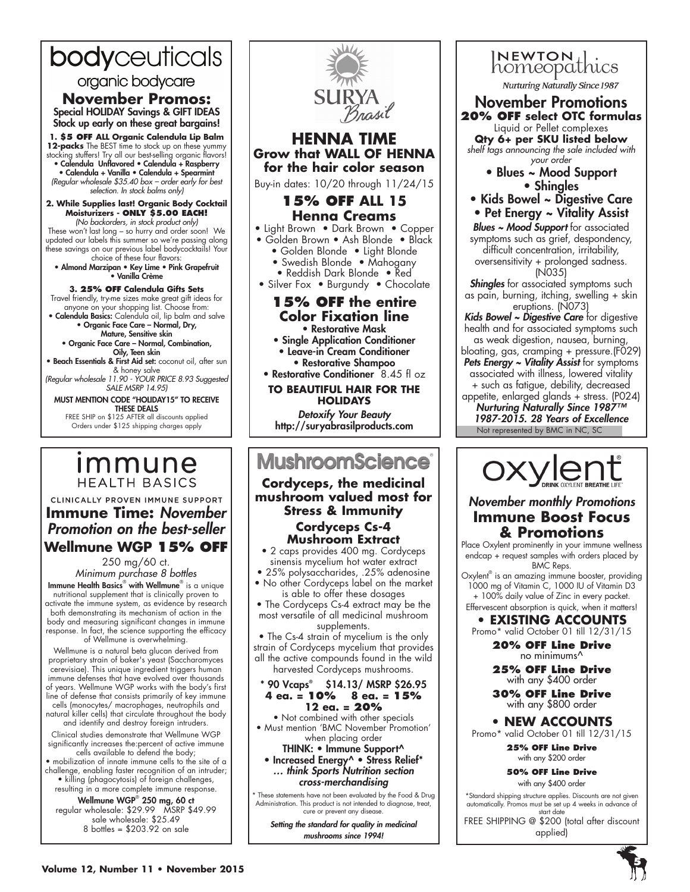# bodyceuticals

organic bodycare

## November Promos:

**Special HOLIDAY Savings & GIFT IDEAS**
**Stock up early on these great bargains!**

**1. $5 OFF ALL Organic Calendula Lip Balm 12-packs** The BEST time to stock up on these yummy stocking stuffers! Try all our best-selling organic flavors!

- Calendula Unflavored • Calendula + Raspberry
- Calendula + Vanilla • Calendula + Spearmint

*(Regular wholesale $35.40 box – order early for best selection. In stock balms only)*

**2. While Supplies last! Organic Body Cocktail Moisturizers - ONLY $5.00 EACH!**
*(No backorders, in stock product only)*
These won't last long – so hurry and order soon! We updated our labels this summer so we're passing along these savings on our previous label bodycocktails! Your choice of these four flavors:

- Almond Marzipan • Key Lime • Pink Grapefruit
- Vanilla Crème

**3. 25% OFF Calendula Gifts Sets**
Travel friendly, try-me sizes make great gift ideas for anyone on your shopping list. Choose from:

- **Calendula Basics:** Calendula oil, lip balm and salve
- **Organic Face Care – Normal, Dry, Mature, Sensitive skin**
- **Organic Face Care – Normal, Combination, Oily, Teen skin**
- **Beach Essentials & First Aid set:** coconut oil, after sun & honey salve

*(Regular wholesale 11.90 - YOUR PRICE 8.93 Suggested SALE MSRP 14.95)*

**MUST MENTION CODE "HOLIDAY15" TO RECEIVE THESE DEALS**
FREE SHIP on $125 AFTER all discounts applied
Orders under $125 shipping charges apply

---

# SURYA Brasil

## HENNA TIME
### Grow that WALL OF HENNA for the hair color season

Buy-in dates: 10/20 through 11/24/15

### 15% OFF ALL 15 Henna Creams

- Light Brown • Dark Brown • Copper
- Golden Brown • Ash Blonde • Black
- Golden Blonde • Light Blonde
- Swedish Blonde • Mahogany
- Reddish Dark Blonde • Red
- Silver Fox • Burgundy • Chocolate

### 15% OFF the entire Color Fixation line

- Restorative Mask
- Single Application Conditioner
- Leave-in Cream Conditioner
- Restorative Shampoo
- Restorative Conditioner 8.45 fl oz

**TO BEAUTIFUL HAIR FOR THE HOLIDAYS**

***Detoxify Your Beauty***
**http://suryabrasilproducts.com**

---

# NEWTON homeopathics

*Nurturing Naturally Since 1987*

## November Promotions

**20% OFF select OTC formulas**
Liquid or Pellet complexes
**Qty 6+ per SKU listed below**
*shelf tags announcing the sale included with your order*

- Blues ~ Mood Support
- Shingles
- Kids Bowel ~ Digestive Care
- Pet Energy ~ Vitality Assist

***Blues ~ Mood Support*** for associated symptoms such as grief, despondency, difficult concentration, irritability, oversensitivity + prolonged sadness. (N035)

***Shingles*** for associated symptoms such as pain, burning, itching, swelling + skin eruptions. (N073)

***Kids Bowel ~ Digestive Care*** for digestive health and for associated symptoms such as weak digestion, nausea, burning, bloating, gas, cramping + pressure.(F029)

***Pets Energy ~ Vitality Assist*** for symptoms associated with illness, lowered vitality + such as fatigue, debility, decreased appetite, enlarged glands + stress. (P024)

***Nurturing Naturally Since 1987™ 1987-2015. 28 Years of Excellence***

Not represented by BMC in NC, SC

---

# immune HEALTH BASICS

CLINICALLY PROVEN IMMUNE SUPPORT

## Immune Time: *November Promotion on the best-seller*
## Wellmune WGP 15% OFF

250 mg/60 ct.
*Minimum purchase 8 bottles*

**Immune Health Basics® with Wellmune®** is a unique nutritional supplement that is clinically proven to activate the immune system, as evidence by research both demonstrating its mechanism of action in the body and measuring significant changes in immune response. In fact, the science supporting the efficacy of Wellmune is overwhelming.

Wellmune is a natural beta glucan derived from proprietary strain of baker's yeast (Saccharomyces cerevisiae). This unique ingredient triggers human immune defenses that have evolved over thousands of years. Wellmune WGP works with the body's first line of defense that consists primarily of key immune cells (monocytes/ macrophages, neutrophils and natural killer cells) that circulate throughout the body and identify and destroy foreign intruders.

Clinical studies demonstrate that Wellmune WGP significantly increases the:percent of active immune cells available to defend the body;

- mobilization of innate immune cells to the site of a challenge, enabling faster recognition of an intruder;
- killing (phagocytosis) of foreign challenges, resulting in a more complete immune response.

**Wellmune WGP® 250 mg, 60 ct**
regular wholesale: $29.99 MSRP $49.99
sale wholesale: $25.49
8 bottles = $203.92 on sale

---

# MushroomScience®

## Cordyceps, the medicinal mushroom valued most for Stress & Immunity

### Cordyceps Cs-4 Mushroom Extract

- 2 caps provides 400 mg. Cordyceps sinensis mycelium hot water extract
- 25% polysaccharides, .25% adenosine
- No other Cordyceps label on the market is able to offer these dosages
- The Cordyceps Cs-4 extract may be the most versatile of all medicinal mushroom supplements.
- The Cs-4 strain of mycelium is the only strain of Cordyceps mycelium that provides all the active compounds found in the wild harvested Cordyceps mushrooms.

**\* 90 Vcaps® $14.13/ MSRP $26.95**
**4 ea. = 10% 8 ea. = 15%**
**12 ea. = 20%**

- Not combined with other specials
- Must mention 'BMC November Promotion' when placing order

**THINK: • Immune Support^**
**• Increased Energy^ • Stress Relief\***
***… think Sports Nutrition section cross-merchandising***

\* These statements have not been evaluated by the Food & Drug Administration. This product is not intended to diagnose, treat, cure or prevent any disease.

***Setting the standard for quality in medicinal mushrooms since 1994!***

---

# oxylent® DRINK OXYLENT BREATHE LIFE™

*November monthly Promotions*

## Immune Boost Focus & Promotions

Place Oxylent prominently in your immune wellness endcap + request samples with orders placed by BMC Reps.

Oxylent® is an amazing immune booster, providing 1000 mg of Vitamin C, 1000 IU of Vitamin D3 + 100% daily value of Zinc in every packet. Effervescent absorption is quick, when it matters!

### • EXISTING ACCOUNTS

Promo\* valid October 01 till 12/31/15

**20% OFF Line Drive**
no minimums^

**25% OFF Line Drive**
with any $400 order

**30% OFF Line Drive**
with any $800 order

### • NEW ACCOUNTS

Promo\* valid October 01 till 12/31/15

**25% OFF Line Drive**
with any $200 order

**50% OFF Line Drive**
with any $400 order

\*Standard shipping structure applies. Discounts are not given automatically. Promos must be set up 4 weeks in advance of start date

FREE SHIPPING @ $200 (total after discount applied)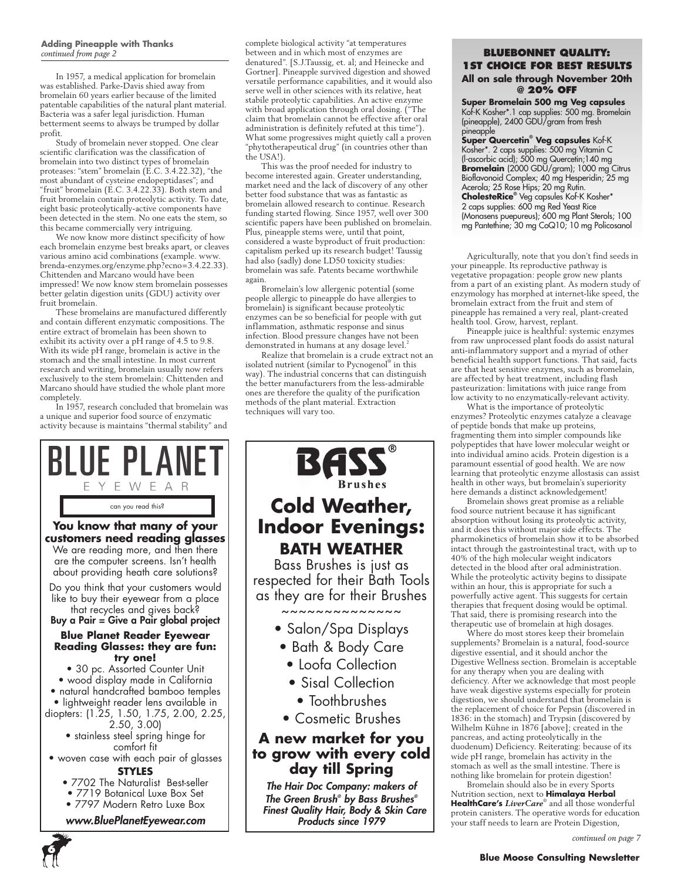**Adding Pineapple with Thanks**
*continued from page 2*

In 1957, a medical application for bromelain was established. Parke-Davis shied away from bromelain 60 years earlier because of the limited patentable capabilities of the natural plant material. Bacteria was a safer legal jurisdiction. Human betterment seems to always be trumped by dollar profit.

Study of bromelain never stopped. One clear scientific clarification was the classification of bromelain into two distinct types of bromelain proteases: "stem" bromelain (E.C. 3.4.22.32), "the most abundant of cysteine endopeptidases"; and "fruit" bromelain (E.C. 3.4.22.33). Both stem and fruit bromelain contain proteolytic activity. To date, eight basic proteolytically-active components have been detected in the stem. No one eats the stem, so this became commercially very intriguing.

We now know more distinct specificity of how each bromelain enzyme best breaks apart, or cleaves various amino acid combinations (example. www.brenda-enzymes.org/enzyme.php?ecno=3.4.22.33). Chittenden and Marcano would have been impressed! We now know stem bromelain possesses better gelatin digestion units (GDU) activity over fruit bromelain.

These bromelains are manufactured differently and contain different enzymatic compositions. The entire extract of bromelain has been shown to exhibit its activity over a pH range of 4.5 to 9.8. With its wide pH range, bromelain is active in the stomach and the small intestine. In most current research and writing, bromelain usually now refers exclusively to the stem bromelain: Chittenden and Marcano should have studied the whole plant more completely.

In 1957, research concluded that bromelain was a unique and superior food source of enzymatic activity because is maintains "thermal stability" and complete biological activity "at temperatures between and in which most of enzymes are denatured". [S.J.Taussig, et. al; and Heinecke and Gortner]. Pineapple survived digestion and showed versatile performance capabilities, and it would also serve well in other sciences with its relative, heat stabile proteolytic capabilities. An active enzyme with broad application through oral dosing. ("The claim that bromelain cannot be effective after oral administration is definitely refuted at this time"). What some progressives might quietly call a proven "phytotherapeutical drug" (in countries other than the USA!).

This was the proof needed for industry to become interested again. Greater understanding, market need and the lack of discovery of any other better food substance that was as fantastic as bromelain allowed research to continue. Research funding started flowing. Since 1957, well over 300 scientific papers have been published on bromelain. Plus, pineapple stems were, until that point, considered a waste byproduct of fruit production: capitalism perked up its research budget! Taussig had also (sadly) done LD50 toxicity studies: bromelain was safe. Patents became worthwhile again.

Bromelain's low allergenic potential (some people allergic to pineapple do have allergies to bromelain) is significant because proteolytic enzymes can be so beneficial for people with gut inflammation, asthmatic response and sinus infection. Blood pressure changes have not been demonstrated in humans at any dosage level.[2]

Realize that bromelain is a crude extract not an isolated nutrient (similar to Pycnogenol® in this way). The industrial concerns that can distinguish the better manufacturers from the less-admirable ones are therefore the quality of the purification methods of the plant material. Extraction techniques will vary too.

Agriculturally, note that you don't find seeds in your pineapple. Its reproductive pathway is vegetative propagation: people grow new plants from a part of an existing plant. As modern study of enzymology has morphed at internet-like speed, the bromelain extract from the fruit and stem of pineapple has remained a very real, plant-created health tool. Grow, harvest, replant.

Pineapple juice is healthful: systemic enzymes from raw unprocessed plant foods do assist natural anti-inflammatory support and a myriad of other beneficial health support functions. That said, facts are that heat sensitive enzymes, such as bromelain, are affected by heat treatment, including flash pasteurization: limitations with juice range from low activity to no enzymatically-relevant activity.

What is the importance of proteolytic enzymes? Proteolytic enzymes catalyze a cleavage of peptide bonds that make up proteins, fragmenting them into simpler compounds like polypeptides that have lower molecular weight or into individual amino acids. Protein digestion is a paramount essential of good health. We are now learning that proteolytic enzyme allostasis can assist health in other ways, but bromelain's superiority here demands a distinct acknowledgement!

Bromelain shows great promise as a reliable food source nutrient because it has significant absorption without losing its proteolytic activity, and it does this without major side effects. The pharmokinetics of bromelain show it to be absorbed intact through the gastrointestinal tract, with up to 40% of the high molecular weight indicators detected in the blood after oral administration. While the proteolytic activity begins to dissipate within an hour, this is appropriate for such a powerfully active agent. This suggests for certain therapies that frequent dosing would be optimal. That said, there is promising research into the therapeutic use of bromelain at high dosages.

Where do most stores keep their bromelain supplements? Bromelain is a natural, food-source digestive essential, and it should anchor the Digestive Wellness section. Bromelain is acceptable for any therapy when you are dealing with deficiency. After we acknowledge that most people have weak digestive systems especially for protein digestion, we should understand that bromelain is the replacement of choice for Pepsin (discovered in 1836: in the stomach) and Trypsin (discovered by Wilhelm Kühne in 1876 [above]; created in the pancreas, and acting proteolytically in the duodenum) Deficiency. Reiterating: because of its wide pH range, bromelain has activity in the stomach as well as the small intestine. There is nothing like bromelain for protein digestion!

Bromelain should also be in every Sports Nutrition section, next to **Himalaya Herbal HealthCare's** ***LiverCare***® and all those wonderful protein canisters. The operative words for education your staff needs to learn are Protein Digestion,

*continued on page 7*

---

**BLUEBONNET QUALITY: 1ST CHOICE FOR BEST RESULTS**
**All on sale through November 20th @ 20% OFF**

**Super Bromelain 500 mg Veg capsules** Kof-K Kosher*.1 cap supplies: 500 mg. Bromelain (pineapple), 2400 GDU/gram from fresh pineapple

**Super Quercetin® Veg capsules** Kof-K Kosher*. 2 caps supplies: 500 mg Vitamin C (l-ascorbic acid); 500 mg Quercetin;140 mg **Bromelain** (2000 GDU/gram); 1000 mg Citrus Bioflavonoid Complex; 40 mg Hesperidin; 25 mg Acerola; 25 Rose Hips; 20 mg Rutin.

**CholesteRice® Veg capsules** Kof-K Kosher* 2 caps supplies: 600 mg Red Yeast Rice (Monascus puepureus); 600 mg Plant Sterols; 100 mg Pantethine; 30 mg CoQ10; 10 mg Policosanol

---

# BLUE PLANET
EYEWEAR

can you read this?

**You know that many of your customers need reading glasses**
We are reading more, and then there are the computer screens. Isn't health about providing heath care solutions?

Do you think that your customers would like to buy their eyewear from a place that recycles and gives back?
**Buy a Pair = Give a Pair global project**

**Blue Planet Reader Eyewear Reading Glasses: they are fun: try one!**

- 30 pc. Assorted Counter Unit
- wood display made in California
- natural handcrafted bamboo temples
- lightweight reader lens available in diopters: (1.25, 1.50, 1.75, 2.00, 2.25, 2.50, 3.00)
- stainless steel spring hinge for comfort fit
- woven case with each pair of glasses

**STYLES**
- 7702 The Naturalist Best-seller
- 7719 Botanical Luxe Box Set
- 7797 Modern Retro Luxe Box

***www.BluePlanetEyewear.com***

---

**BASS® Brushes**

## Cold Weather, Indoor Evenings:
### BATH WEATHER

Bass Brushes is just as respected for their Bath Tools as they are for their Brushes

~~~~~~~~~~~~~~~

- Salon/Spa Displays
- Bath & Body Care
- Loofa Collection
- Sisal Collection
- Toothbrushes
- Cosmetic Brushes

**A new market for you to grow with every cold day till Spring**

***The Hair Doc Company: makers of The Green Brush® by Bass Brushes® Finest Quality Hair, Body & Skin Care Products since 1979***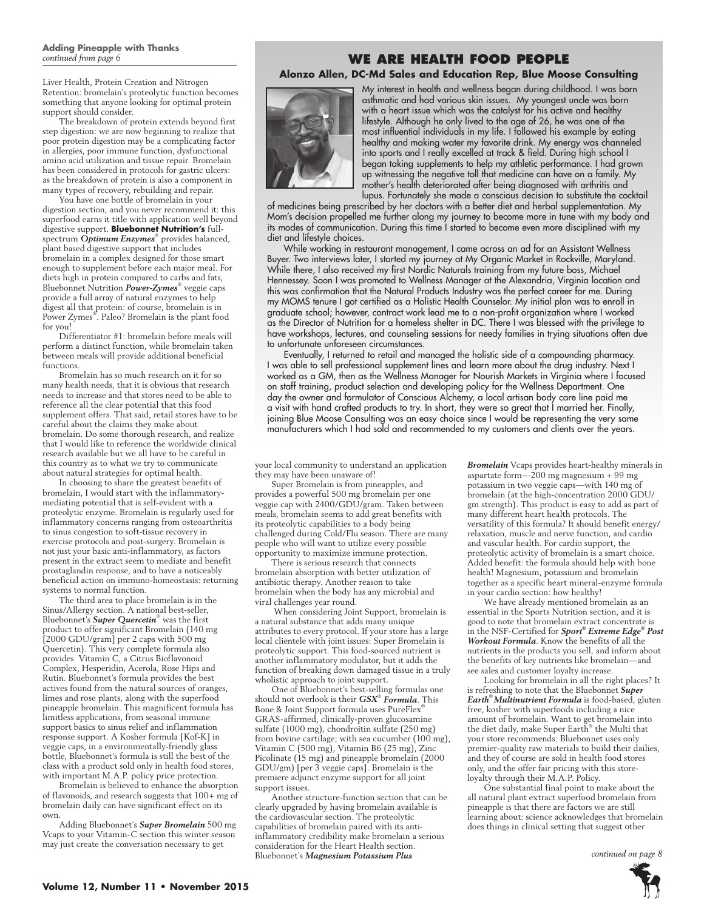**Adding Pineapple with Thanks**
*continued from page 6*

Liver Health, Protein Creation and Nitrogen Retention: bromelain's proteolytic function becomes something that anyone looking for optimal protein support should consider.

The breakdown of protein extends beyond first step digestion: we are now beginning to realize that poor protein digestion may be a complicating factor in allergies, poor immune function, dysfunctional amino acid utilization and tissue repair. Bromelain has been considered in protocols for gastric ulcers: as the breakdown of protein is also a component in many types of recovery, rebuilding and repair.

You have one bottle of bromelain in your digestion section, and you never recommend it: this superfood earns it title with application well beyond digestive support. **Bluebonnet Nutrition's** full-spectrum ***Optimum Enzymes***® provides balanced, plant based digestive support that includes bromelain in a complex designed for those smart enough to supplement before each major meal. For diets high in protein compared to carbs and fats, Bluebonnet Nutrition ***Power-Zymes***® veggie caps provide a full array of natural enzymes to help digest all that protein: of course, bromelain is in Power Zymes®. Paleo? Bromelain is the plant food for you!

Differentiator #1: bromelain before meals will perform a distinct function, while bromelain taken between meals will provide additional beneficial functions.

Bromelain has so much research on it for so many health needs, that it is obvious that research needs to increase and that stores need to be able to reference all the clear potential that this food supplement offers. That said, retail stores have to be careful about the claims they make about bromelain. Do some thorough research, and realize that I would like to reference the worldwide clinical research available but we all have to be careful in this country as to what we try to communicate about natural strategies for optimal health.

In choosing to share the greatest benefits of bromelain, I would start with the inflammatory-mediating potential that is self-evident with a proteolytic enzyme. Bromelain is regularly used for inflammatory concerns ranging from osteoarthritis to sinus congestion to soft-tissue recovery in exercise protocols and post-surgery. Bromelain is not just your basic anti-inflammatory, as factors present in the extract seem to mediate and benefit prostaglandin response, and to have a noticeably beneficial action on immuno-homeostasis: returning systems to normal function.

The third area to place bromelain is in the Sinus/Allergy section. A national best-seller, Bluebonnet's ***Super Quercetin***® was the first product to offer significant Bromelain (140 mg [2000 GDU/gram] per 2 caps with 500 mg Quercetin). This very complete formula also provides Vitamin C, a Citrus Bioflavonoid Complex, Hesperidin, Acerola, Rose Hips and Rutin. Bluebonnet's formula provides the best actives found from the natural sources of oranges, limes and rose plants, along with the superfood pineapple bromelain. This magnificent formula has limitless applications, from seasonal immune support basics to sinus relief and inflammation response support. A Kosher formula [Kof-K] in veggie caps, in a environmentally-friendly glass bottle, Bluebonnet's formula is still the best of the class with a product sold only in health food stores, with important M.A.P. policy price protection.

Bromelain is believed to enhance the absorption of flavonoids, and research suggests that 100+ mg of bromelain daily can have significant effect on its own.

Adding Bluebonnet's ***Super Bromelain*** 500 mg Vcaps to your Vitamin-C section this winter season may just create the conversation necessary to get your local community to understand an application they may have been unaware of!

Super Bromelain is from pineapples, and provides a powerful 500 mg bromelain per one veggie cap with 2400/GDU/gram. Taken between meals, bromelain seems to add great benefits with its proteolytic capabilities to a body being challenged during Cold/Flu season. There are many people who will want to utilize every possible opportunity to maximize immune protection.

There is serious research that connects bromelain absorption with better utilization of antibiotic therapy. Another reason to take bromelain when the body has any microbial and viral challenges year round.

When considering Joint Support, bromelain is a natural substance that adds many unique attributes to every protocol. If your store has a large local clientele with joint issues: Super Bromelain is proteolytic support. This food-sourced nutrient is another inflammatory modulator, but it adds the function of breaking down damaged tissue in a truly wholistic approach to joint support.

One of Bluebonnet's best-selling formulas one should not overlook is their ***GSX***® ***Formula***. This Bone & Joint Support formula uses PureFlex® GRAS-affirmed, clinically-proven glucosamine sulfate (1000 mg), chondroitin sulfate (250 mg) from bovine cartilage; with sea cucumber (100 mg), Vitamin C (500 mg), Vitamin B6 (25 mg), Zinc Picolinate (15 mg) and pineapple bromelain (2000 GDU/gm) [per 3 veggie caps]. Bromelain is the premiere adjunct enzyme support for all joint support issues.

Another structure-function section that can be clearly upgraded by having bromelain available is the cardiovascular section. The proteolytic capabilities of bromelain paired with its anti-inflammatory credibility make bromelain a serious consideration for the Heart Health section. Bluebonnet's ***Magnesium Potassium Plus Bromelain*** Vcaps provides heart-healthy minerals in aspartate form—200 mg magnesium + 99 mg potassium in two veggie caps—with 140 mg of bromelain (at the high-concentration 2000 GDU/gm strength). This product is easy to add as part of many different heart health protocols. The versatility of this formula? It should benefit energy/relaxation, muscle and nerve function, and cardio and vascular health. For cardio support, the proteolytic activity of bromelain is a smart choice. Added benefit: the formula should help with bone health! Magnesium, potassium and bromelain together as a specific heart mineral-enzyme formula in your cardio section: how healthy!

We have already mentioned bromelain as an essential in the Sports Nutrition section, and it is good to note that bromelain extract concentrate is in the NSF-Certified for ***Sport***® ***Extreme Edge***® ***Post Workout Formula***. Know the benefits of all the nutrients in the products you sell, and inform about the benefits of key nutrients like bromelain—and see sales and customer loyalty increase.

Looking for bromelain in all the right places? It is refreshing to note that the Bluebonnet ***Super Earth***® ***Multinutrient Formula*** is food-based, gluten free, kosher with superfoods including a nice amount of bromelain. Want to get bromelain into the diet daily, make Super Earth® the Multi that your store recommends: Bluebonnet uses only premier-quality raw materials to build their dailies, and they of course are sold in health food stores only, and the offer fair pricing with this store-loyalty through their M.A.P. Policy.

One substantial final point to make about the all natural plant extract superfood bromelain from pineapple is that there are factors we are still learning about: science acknowledges that bromelain does things in clinical setting that suggest other

*continued on page 8*

## WE ARE HEALTH FOOD PEOPLE

**Alonzo Allen, DC-Md Sales and Education Rep, Blue Moose Consulting**

My interest in health and wellness began during childhood. I was born asthmatic and had various skin issues. My youngest uncle was born with a heart issue which was the catalyst for his active and healthy lifestyle. Although he only lived to the age of 26, he was one of the most influential individuals in my life. I followed his example by eating healthy and making water my favorite drink. My energy was channeled into sports and I really excelled at track & field. During high school I began taking supplements to help my athletic performance. I had grown up witnessing the negative toll that medicine can have on a family. My mother's health deteriorated after being diagnosed with arthritis and lupus. Fortunately she made a conscious decision to substitute the cocktail of medicines being prescribed by her doctors with a better diet and herbal supplementation. My Mom's decision propelled me further along my journey to become more in tune with my body and its modes of communication. During this time I started to become even more disciplined with my diet and lifestyle choices.

While working in restaurant management, I came across an ad for an Assistant Wellness Buyer. Two interviews later, I started my journey at My Organic Market in Rockville, Maryland. While there, I also received my first Nordic Naturals training from my future boss, Michael Hennessey. Soon I was promoted to Wellness Manager at the Alexandria, Virginia location and this was confirmation that the Natural Products Industry was the perfect career for me. During my MOMS tenure I got certified as a Holistic Health Counselor. My initial plan was to enroll in graduate school; however, contract work lead me to a non-profit organization where I worked as the Director of Nutrition for a homeless shelter in DC. There I was blessed with the privilege to have workshops, lectures, and counseling sessions for needy families in trying situations often due to unfortunate unforeseen circumstances.

Eventually, I returned to retail and managed the holistic side of a compounding pharmacy. I was able to sell professional supplement lines and learn more about the drug industry. Next I worked as a GM, then as the Wellness Manager for Nourish Markets in Virginia where I focused on staff training, product selection and developing policy for the Wellness Department. One day the owner and formulator of Conscious Alchemy, a local artisan body care line paid me a visit with hand crafted products to try. In short, they were so great that I married her. Finally, joining Blue Moose Consulting was an easy choice since I would be representing the very same manufacturers which I had sold and recommended to my customers and clients over the years.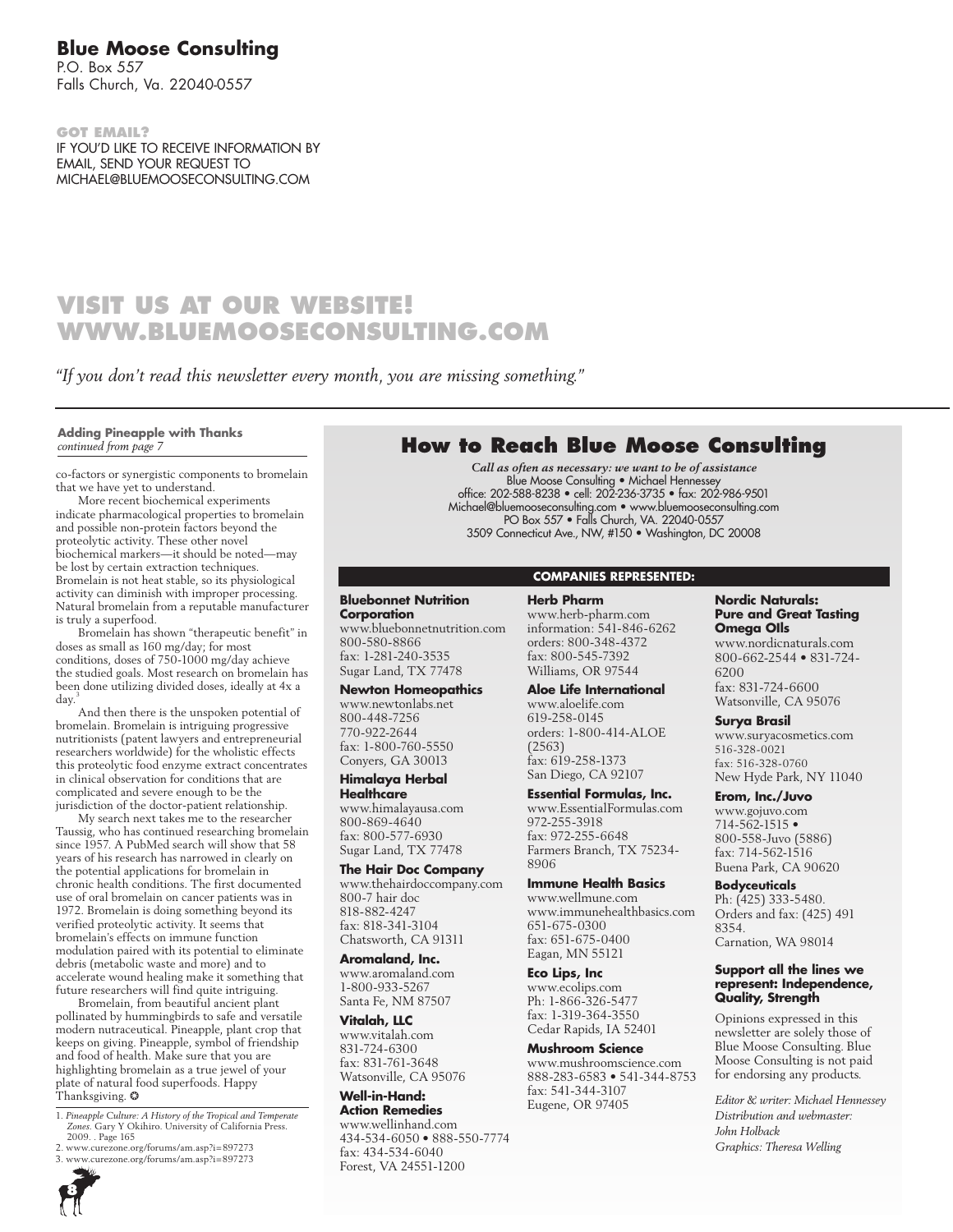## Blue Moose Consulting

P.O. Box 557
Falls Church, Va. 22040-0557

**GOT EMAIL?**
IF YOU'D LIKE TO RECEIVE INFORMATION BY EMAIL, SEND YOUR REQUEST TO MICHAEL@BLUEMOOSECONSULTING.COM

## VISIT US AT OUR WEBSITE! WWW.BLUEMOOSECONSULTING.COM

*"If you don't read this newsletter every month, you are missing something."*

**Adding Pineapple with Thanks**
*continued from page 7*

co-factors or synergistic components to bromelain that we have yet to understand.

More recent biochemical experiments indicate pharmacological properties to bromelain and possible non-protein factors beyond the proteolytic activity. These other novel biochemical markers—it should be noted—may be lost by certain extraction techniques. Bromelain is not heat stable, so its physiological activity can diminish with improper processing. Natural bromelain from a reputable manufacturer is truly a superfood.

Bromelain has shown "therapeutic benefit" in doses as small as 160 mg/day; for most conditions, doses of 750-1000 mg/day achieve the studied goals. Most research on bromelain has been done utilizing divided doses, ideally at 4x a day.[3]

And then there is the unspoken potential of bromelain. Bromelain is intriguing progressive nutritionists (patent lawyers and entrepreneurial researchers worldwide) for the wholistic effects this proteolytic food enzyme extract concentrates in clinical observation for conditions that are complicated and severe enough to be the jurisdiction of the doctor-patient relationship.

My search next takes me to the researcher Taussig, who has continued researching bromelain since 1957. A PubMed search will show that 58 years of his research has narrowed in clearly on the potential applications for bromelain in chronic health conditions. The first documented use of oral bromelain on cancer patients was in 1972. Bromelain is doing something beyond its verified proteolytic activity. It seems that bromelain's effects on immune function modulation paired with its potential to eliminate debris (metabolic waste and more) and to accelerate wound healing make it something that future researchers will find quite intriguing.

Bromelain, from beautiful ancient plant pollinated by hummingbirds to safe and versatile modern nutraceutical. Pineapple, plant crop that keeps on giving. Pineapple, symbol of friendship and food of health. Make sure that you are highlighting bromelain as a true jewel of your plate of natural food superfoods. Happy Thanksgiving. ✪

1. *Pineapple Culture: A History of the Tropical and Temperate Zones.* Gary Y Okihiro. University of California Press. 2009. . Page 165
2. www.curezone.org/forums/am.asp?i=897273
3. www.curezone.org/forums/am.asp?i=897273

## How to Reach Blue Moose Consulting

***Call as often as necessary: we want to be of assistance***
Blue Moose Consulting • Michael Hennessey
office: 202-588-8238 • cell: 202-236-3735 • fax: 202-986-9501
Michael@bluemooseconsulting.com • www.bluemooseconsulting.com
PO Box 557 • Falls Church, VA. 22040-0557
3509 Connecticut Ave., NW, #150 • Washington, DC 20008

**COMPANIES REPRESENTED:**

**Bluebonnet Nutrition Corporation**
www.bluebonnetnutrition.com
800-580-8866
fax: 1-281-240-3535
Sugar Land, TX 77478

**Newton Homeopathics**
www.newtonlabs.net
800-448-7256
770-922-2644
fax: 1-800-760-5550
Conyers, GA 30013

**Himalaya Herbal Healthcare**
www.himalayausa.com
800-869-4640
fax: 800-577-6930
Sugar Land, TX 77478

**The Hair Doc Company**
www.thehairdoccompany.com
800-7 hair doc
818-882-4247
fax: 818-341-3104
Chatsworth, CA 91311

**Aromaland, Inc.**
www.aromaland.com
1-800-933-5267
Santa Fe, NM 87507

**Vitalah, LLC**
www.vitalah.com
831-724-6300
fax: 831-761-3648
Watsonville, CA 95076

**Well-in-Hand: Action Remedies**
www.wellinhand.com
434-534-6050 • 888-550-7774
fax: 434-534-6040
Forest, VA 24551-1200

**Herb Pharm**
www.herb-pharm.com
information: 541-846-6262
orders: 800-348-4372
fax: 800-545-7392
Williams, OR 97544

**Aloe Life International**
www.aloelife.com
619-258-0145
orders: 1-800-414-ALOE (2563)
fax: 619-258-1373
San Diego, CA 92107

**Essential Formulas, Inc.**
www.EssentialFormulas.com
972-255-3918
fax: 972-255-6648
Farmers Branch, TX 75234-8906

**Immune Health Basics**
www.wellmune.com
www.immunehealthbasics.com
651-675-0300
fax: 651-675-0400
Eagan, MN 55121

**Eco Lips, Inc**
www.ecolips.com
Ph: 1-866-326-5477
fax: 1-319-364-3550
Cedar Rapids, IA 52401

**Mushroom Science**
www.mushroomscience.com
888-283-6583 • 541-344-8753
fax: 541-344-3107
Eugene, OR 97405

**Nordic Naturals: Pure and Great Tasting Omega OIls**
www.nordicnaturals.com
800-662-2544 • 831-724-6200
fax: 831-724-6600
Watsonville, CA 95076

**Surya Brasil**
www.suryacosmetics.com
516-328-0021
fax: 516-328-0760
New Hyde Park, NY 11040

**Erom, Inc./Juvo**
www.gojuvo.com
714-562-1515 •
800-558-Juvo (5886)
fax: 714-562-1516
Buena Park, CA 90620

**Bodyceuticals**
Ph: (425) 333-5480.
Orders and fax: (425) 491 8354.
Carnation, WA 98014

**Support all the lines we represent: Independence, Quality, Strength**

Opinions expressed in this newsletter are solely those of Blue Moose Consulting. Blue Moose Consulting is not paid for endorsing any products.

*Editor & writer: Michael Hennessey*
*Distribution and webmaster: John Holback*
*Graphics: Theresa Welling*